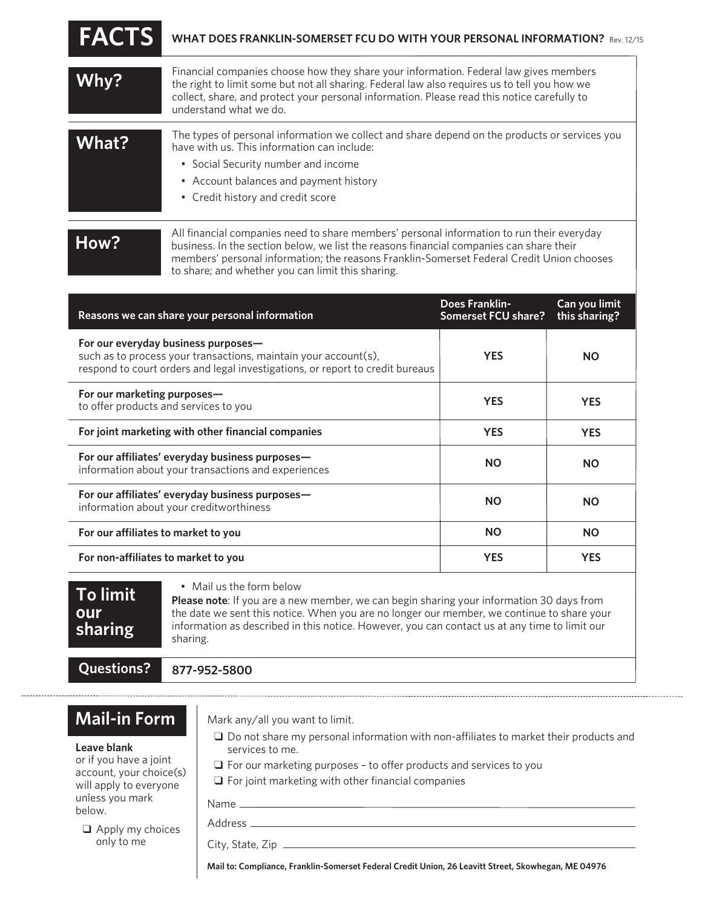# FACTS

**WHAT DOES FRANKLIN-SOMERSET FCU DO WITH YOUR PERSONAL INFORMATION?** Rev. 12/15

## Why?

Financial companies choose how they share your information. Federal law gives members the right to limit some but not all sharing. Federal law also requires us to tell you how we collect, share, and protect your personal information. Please read this notice carefully to understand what we do.

## What?

The types of personal information we collect and share depend on the products or services you have with us. This information can include:

- Social Security number and income
- Account balances and payment history
- Credit history and credit score

## How?

All financial companies need to share members' personal information to run their everyday business. In the section below, we list the reasons financial companies can share their members' personal information; the reasons Franklin-Somerset Federal Credit Union chooses to share; and whether you can limit this sharing.

| Reasons we can share your personal information | Does Franklin-Somerset FCU share? | Can you limit this sharing? |
|---|---|---|
| **For our everyday business purposes—** such as to process your transactions, maintain your account(s), respond to court orders and legal investigations, or report to credit bureaus | **YES** | **NO** |
| **For our marketing purposes—** to offer products and services to you | **YES** | **YES** |
| **For joint marketing with other financial companies** | **YES** | **YES** |
| **For our affiliates' everyday business purposes—** information about your transactions and experiences | **NO** | **NO** |
| **For our affiliates' everyday business purposes—** information about your creditworthiness | **NO** | **NO** |
| **For our affiliates to market to you** | **NO** | **NO** |
| **For non-affiliates to market to you** | **YES** | **YES** |

## To limit our sharing

- Mail us the form below

**Please note**: If you are a new member, we can begin sharing your information 30 days from the date we sent this notice. When you are no longer our member, we continue to share your information as described in this notice. However, you can contact us at any time to limit our sharing.

## Questions?

**877-952-5800**

---

## Mail-in Form

**Leave blank** or if you have a joint account, your choice(s) will apply to everyone unless you mark below.

- ❑ Apply my choices only to me

Mark any/all you want to limit.

- ❑ Do not share my personal information with non-affiliates to market their products and services to me.
- ❑ For our marketing purposes – to offer products and services to you
- ❑ For joint marketing with other financial companies

Name ____________________

Address ____________________

City, State, Zip ____________________

**Mail to: Compliance, Franklin-Somerset Federal Credit Union, 26 Leavitt Street, Skowhegan, ME 04976**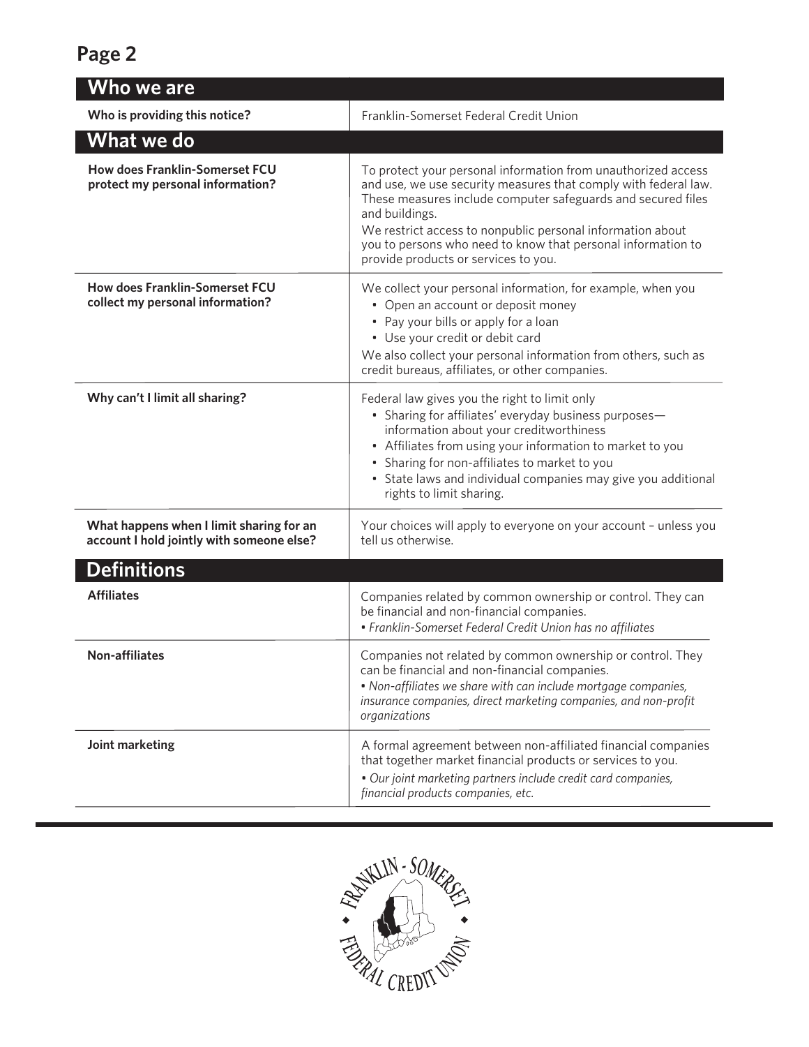## Page 2

| Who we are | |
|---|---|
| **Who is providing this notice?** | Franklin-Somerset Federal Credit Union |

| What we do | |
|---|---|
| **How does Franklin-Somerset FCU protect my personal information?** | To protect your personal information from unauthorized access and use, we use security measures that comply with federal law. These measures include computer safeguards and secured files and buildings.<br>We restrict access to nonpublic personal information about you to persons who need to know that personal information to provide products or services to you. |
| **How does Franklin-Somerset FCU collect my personal information?** | We collect your personal information, for example, when you<br>• Open an account or deposit money<br>• Pay your bills or apply for a loan<br>• Use your credit or debit card<br>We also collect your personal information from others, such as credit bureaus, affiliates, or other companies. |
| **Why can't I limit all sharing?** | Federal law gives you the right to limit only<br>• Sharing for affiliates' everyday business purposes—information about your creditworthiness<br>• Affiliates from using your information to market to you<br>• Sharing for non-affiliates to market to you<br>• State laws and individual companies may give you additional rights to limit sharing. |
| **What happens when I limit sharing for an account I hold jointly with someone else?** | Your choices will apply to everyone on your account – unless you tell us otherwise. |

| Definitions | |
|---|---|
| **Affiliates** | Companies related by common ownership or control. They can be financial and non-financial companies.<br>*• Franklin-Somerset Federal Credit Union has no affiliates* |
| **Non-affiliates** | Companies not related by common ownership or control. They can be financial and non-financial companies.<br>*• Non-affiliates we share with can include mortgage companies, insurance companies, direct marketing companies, and non-profit organizations* |
| **Joint marketing** | A formal agreement between non-affiliated financial companies that together market financial products or services to you.<br>*• Our joint marketing partners include credit card companies, financial products companies, etc.* |

FRANKLIN - SOMERSET FEDERAL CREDIT UNION